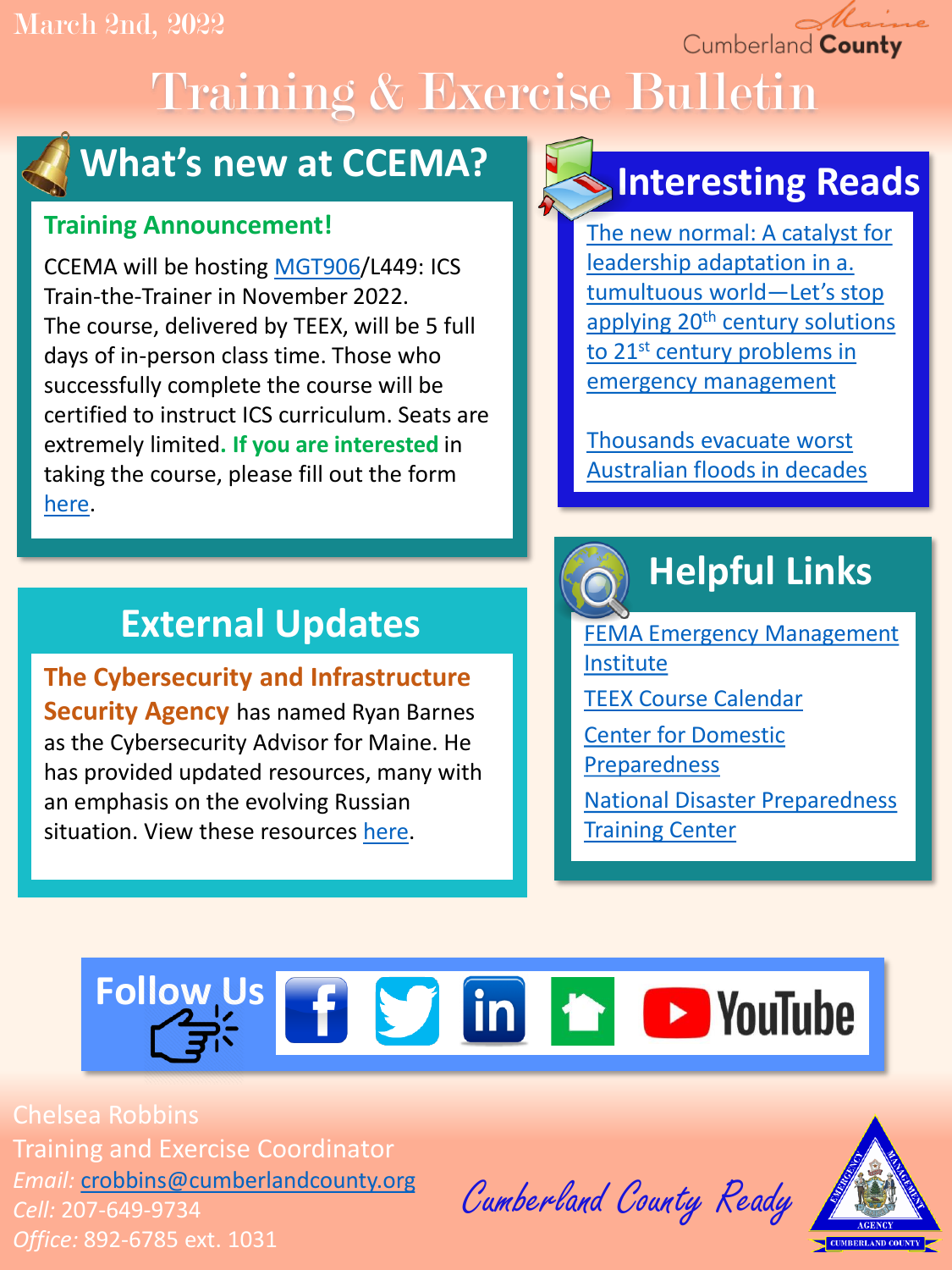March 2nd, 2022

Maine Cumberland County

# Training & Exercise Bulletin

## What's new at CCEMA?

**Training Announcement!**

CCEMA will be hosting MGT906/L449: ICS Train-the-Trainer in November 2022. The course, delivered by TEEX, will be 5 full days of in-person class time. Those who successfully complete the course will be certified to instruct ICS curriculum. Seats are extremely limited. **If you are interested** in taking the course, please fill out the form here.

## External Updates

**The Cybersecurity and Infrastructure Security Agency** has named Ryan Barnes as the Cybersecurity Advisor for Maine. He has provided updated resources, many with an emphasis on the evolving Russian situation. View these resources here.

## Interesting Reads

The new normal: A catalyst for leadership adaptation in a. tumultuous world—Let's stop applying 20th century solutions to 21st century problems in emergency management

Thousands evacuate worst Australian floods in decades

## Helpful Links

FEMA Emergency Management Institute

TEEX Course Calendar

Center for Domestic Preparedness

National Disaster Preparedness Training Center

**Follow Us**

Facebook Twitter LinkedIn YouTube

Chelsea Robbins
Training and Exercise Coordinator
*Email:* crobbins@cumberlandcounty.org
*Cell:* 207-649-9734
*Office:* 892-6785 ext. 1031

Cumberland County Ready

EMERGENCY MANAGEMENT AGENCY CUMBERLAND COUNTY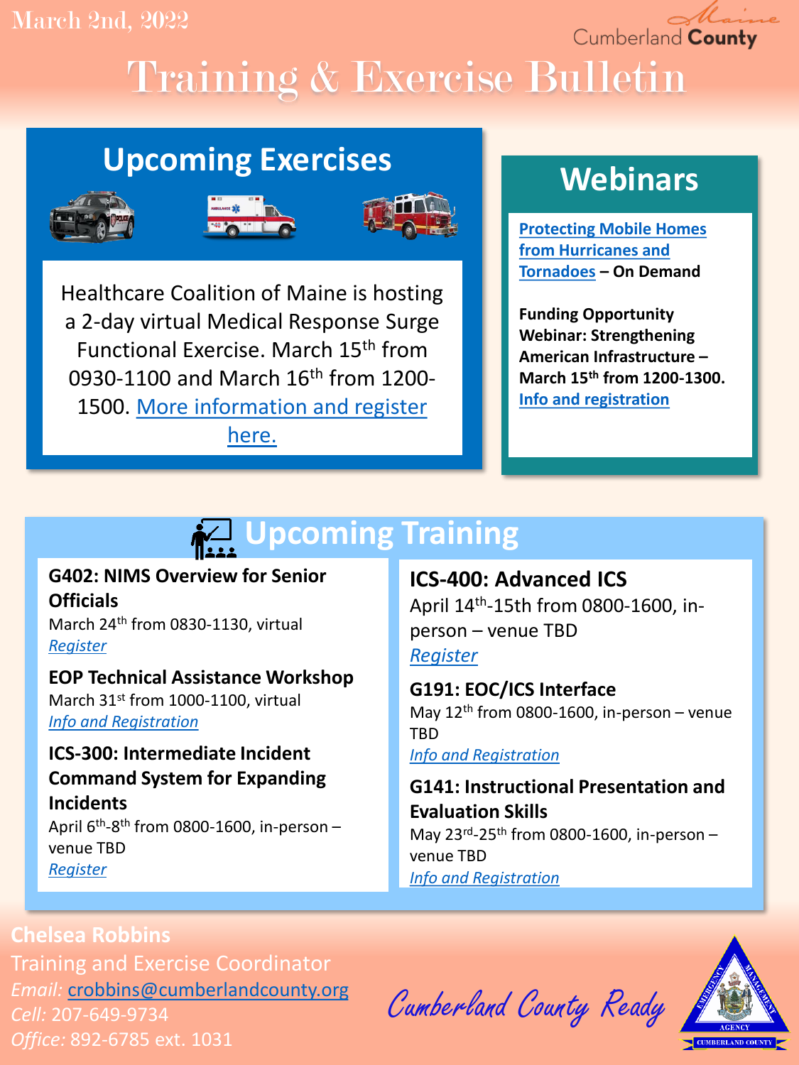March 2nd, 2022

Cumberland County

# Training & Exercise Bulletin

## Upcoming Exercises

Healthcare Coalition of Maine is hosting a 2-day virtual Medical Response Surge Functional Exercise. March 15th from 0930-1100 and March 16th from 1200-1500. More information and register here.

## Webinars

**Protecting Mobile Homes from Hurricanes and Tornadoes – On Demand**

**Funding Opportunity Webinar: Strengthening American Infrastructure – March 15th from 1200-1300.** **Info and registration**

## Upcoming Training

**G402: NIMS Overview for Senior Officials**
March 24th from 0830-1130, virtual
*Register*

**EOP Technical Assistance Workshop**
March 31st from 1000-1100, virtual
*Info and Registration*

**ICS-300: Intermediate Incident Command System for Expanding Incidents**
April 6th-8th from 0800-1600, in-person – venue TBD
*Register*

**ICS-400: Advanced ICS**
April 14th-15th from 0800-1600, in-person – venue TBD
*Register*

**G191: EOC/ICS Interface**
May 12th from 0800-1600, in-person – venue TBD
*Info and Registration*

**G141: Instructional Presentation and Evaluation Skills**
May 23rd-25th from 0800-1600, in-person – venue TBD
*Info and Registration*

**Chelsea Robbins**
Training and Exercise Coordinator
*Email:* crobbins@cumberlandcounty.org
*Cell:* 207-649-9734
*Office:* 892-6785 ext. 1031

Cumberland County Ready